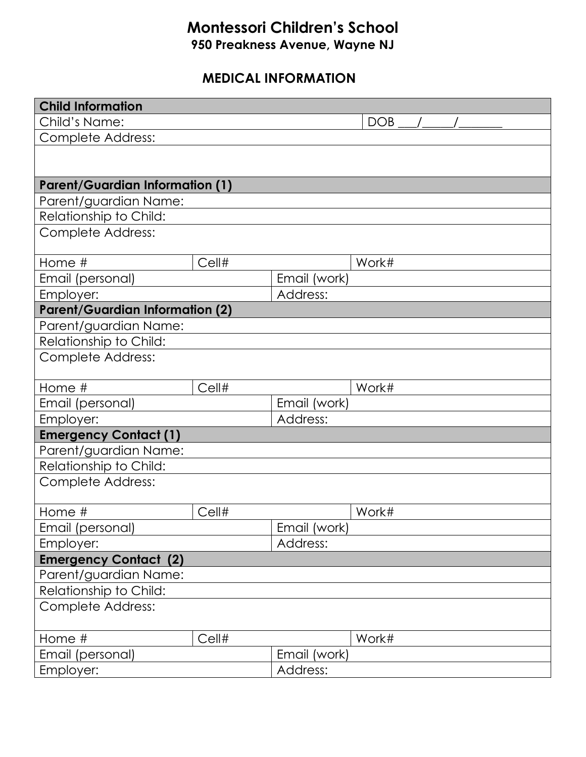# Montessori Children's School

**950 Preakness Avenue, Wayne NJ**

## MEDICAL INFORMATION

| **Child Information** | | | |
|---|---|---|---|
| Child's Name: | | | DOB ___/_____/_______ |
| Complete Address: | | | |
| | | | |
| **Parent/Guardian Information (1)** | | | |
| Parent/guardian Name: | | | |
| Relationship to Child: | | | |
| Complete Address: | | | |
| Home # | Cell# | | Work# |
| Email (personal) | | Email (work) | |
| Employer: | | Address: | |
| **Parent/Guardian Information (2)** | | | |
| Parent/guardian Name: | | | |
| Relationship to Child: | | | |
| Complete Address: | | | |
| Home # | Cell# | | Work# |
| Email (personal) | | Email (work) | |
| Employer: | | Address: | |
| **Emergency Contact (1)** | | | |
| Parent/guardian Name: | | | |
| Relationship to Child: | | | |
| Complete Address: | | | |
| Home # | Cell# | | Work# |
| Email (personal) | | Email (work) | |
| Employer: | | Address: | |
| **Emergency Contact (2)** | | | |
| Parent/guardian Name: | | | |
| Relationship to Child: | | | |
| Complete Address: | | | |
| Home # | Cell# | | Work# |
| Email (personal) | | Email (work) | |
| Employer: | | Address: | |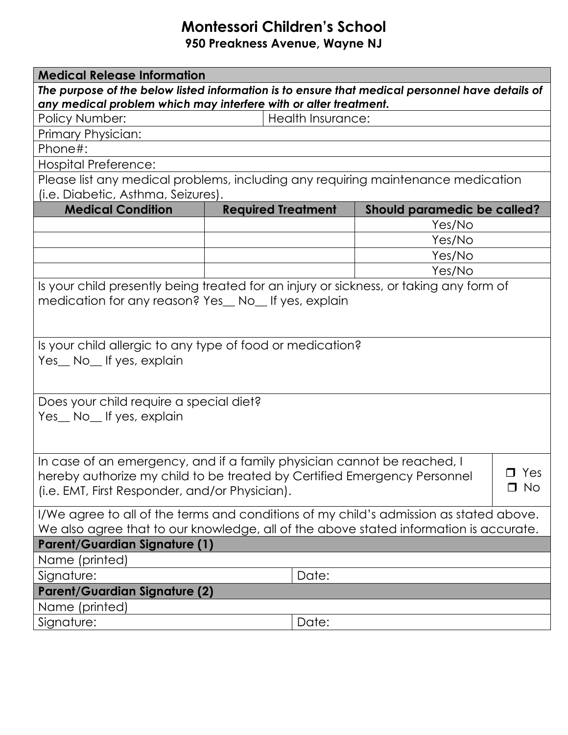# Montessori Children's School

**950 Preakness Avenue, Wayne NJ**

**Medical Release Information**

***The purpose of the below listed information is to ensure that medical personnel have details of any medical problem which may interfere with or alter treatment.***

Policy Number: Health Insurance:

Primary Physician:

Phone#:

Hospital Preference:

Please list any medical problems, including any requiring maintenance medication (i.e. Diabetic, Asthma, Seizures).

| Medical Condition | Required Treatment | Should paramedic be called? |
|---|---|---|
| | | Yes/No |
| | | Yes/No |
| | | Yes/No |
| | | Yes/No |

Is your child presently being treated for an injury or sickness, or taking any form of medication for any reason? Yes__ No__ If yes, explain

Is your child allergic to any type of food or medication?
Yes__ No__ If yes, explain

Does your child require a special diet?
Yes__ No__ If yes, explain

In case of an emergency, and if a family physician cannot be reached, I hereby authorize my child to be treated by Certified Emergency Personnel (i.e. EMT, First Responder, and/or Physician). ❒ Yes ❒ No

I/We agree to all of the terms and conditions of my child's admission as stated above. We also agree that to our knowledge, all of the above stated information is accurate.

**Parent/Guardian Signature (1)**

Name (printed)

Signature: Date:

**Parent/Guardian Signature (2)**

Name (printed)

Signature: Date: